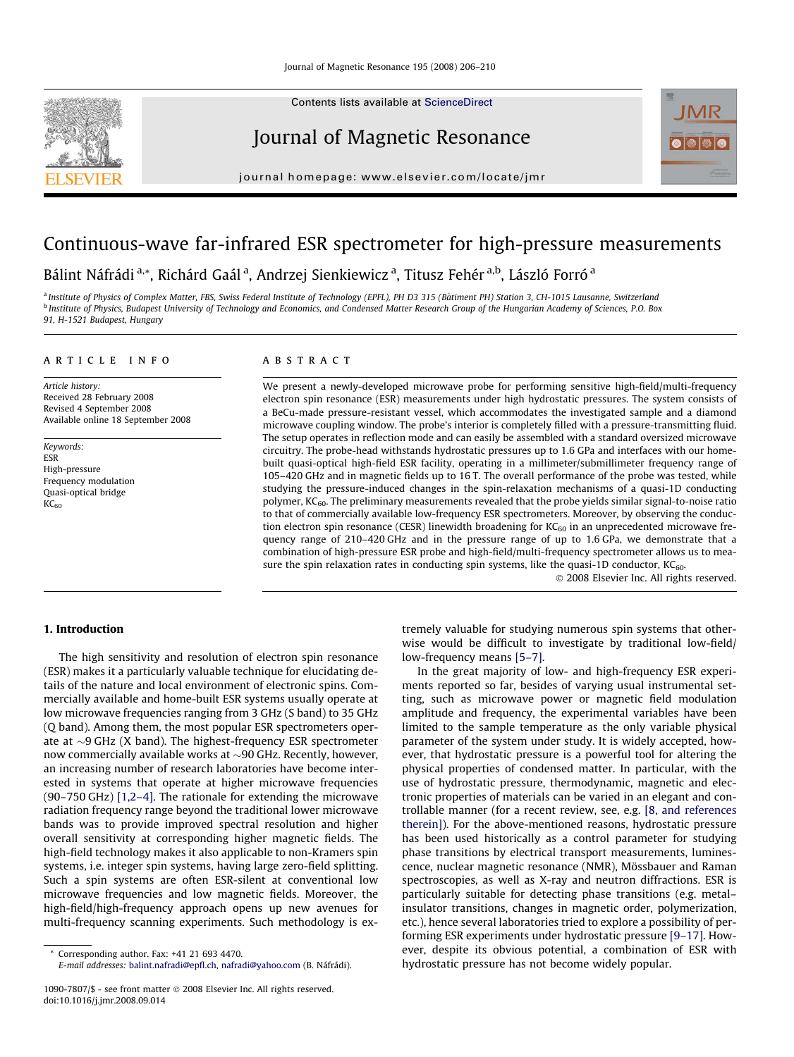# Continuous-wave far-infrared ESR spectrometer for high-pressure measurements

Bálint Náfrádi [a,*], Richárd Gaál [a], Andrzej Sienkiewicz [a], Titusz Fehér [a,b], László Forró [a]

[a] Institute of Physics of Complex Matter, FBS, Swiss Federal Institute of Technology (EPFL), PH D3 315 (Bâtiment PH) Station 3, CH-1015 Lausanne, Switzerland

[b] Institute of Physics, Budapest University of Technology and Economics, and Condensed Matter Research Group of the Hungarian Academy of Sciences, P.O. Box 91, H-1521 Budapest, Hungary

## ARTICLE INFO

*Article history:*
Received 28 February 2008
Revised 4 September 2008
Available online 18 September 2008

*Keywords:*
ESR
High-pressure
Frequency modulation
Quasi-optical bridge
$KC_{60}$

## ABSTRACT

We present a newly-developed microwave probe for performing sensitive high-field/multi-frequency electron spin resonance (ESR) measurements under high hydrostatic pressures. The system consists of a BeCu-made pressure-resistant vessel, which accommodates the investigated sample and a diamond microwave coupling window. The probe's interior is completely filled with a pressure-transmitting fluid. The setup operates in reflection mode and can easily be assembled with a standard oversized microwave circuitry. The probe-head withstands hydrostatic pressures up to 1.6 GPa and interfaces with our home-built quasi-optical high-field ESR facility, operating in a millimeter/submillimeter frequency range of 105–420 GHz and in magnetic fields up to 16 T. The overall performance of the probe was tested, while studying the pressure-induced changes in the spin-relaxation mechanisms of a quasi-1D conducting polymer, $KC_{60}$. The preliminary measurements revealed that the probe yields similar signal-to-noise ratio to that of commercially available low-frequency ESR spectrometers. Moreover, by observing the conduction electron spin resonance (CESR) linewidth broadening for $KC_{60}$ in an unprecedented microwave frequency range of 210–420 GHz and in the pressure range of up to 1.6 GPa, we demonstrate that a combination of high-pressure ESR probe and high-field/multi-frequency spectrometer allows us to measure the spin relaxation rates in conducting spin systems, like the quasi-1D conductor, $KC_{60}$.

© 2008 Elsevier Inc. All rights reserved.

## 1. Introduction

The high sensitivity and resolution of electron spin resonance (ESR) makes it a particularly valuable technique for elucidating details of the nature and local environment of electronic spins. Commercially available and home-built ESR systems usually operate at low microwave frequencies ranging from 3 GHz (S band) to 35 GHz (Q band). Among them, the most popular ESR spectrometers operate at ~9 GHz (X band). The highest-frequency ESR spectrometer now commercially available works at ~90 GHz. Recently, however, an increasing number of research laboratories have become interested in systems that operate at higher microwave frequencies (90–750 GHz) [1,2–4]. The rationale for extending the microwave radiation frequency range beyond the traditional lower microwave bands was to provide improved spectral resolution and higher overall sensitivity at corresponding higher magnetic fields. The high-field technology makes it also applicable to non-Kramers spin systems, i.e. integer spin systems, having large zero-field splitting. Such a spin systems are often ESR-silent at conventional low microwave frequencies and low magnetic fields. Moreover, the high-field/high-frequency approach opens up new avenues for multi-frequency scanning experiments. Such methodology is extremely valuable for studying numerous spin systems that otherwise would be difficult to investigate by traditional low-field/low-frequency means [5–7].

In the great majority of low- and high-frequency ESR experiments reported so far, besides of varying usual instrumental setting, such as microwave power or magnetic field modulation amplitude and frequency, the experimental variables have been limited to the sample temperature as the only variable physical parameter of the system under study. It is widely accepted, however, that hydrostatic pressure is a powerful tool for altering the physical properties of condensed matter. In particular, with the use of hydrostatic pressure, thermodynamic, magnetic and electronic properties of materials can be varied in an elegant and controllable manner (for a recent review, see, e.g. [8, and references therein]). For the above-mentioned reasons, hydrostatic pressure has been used historically as a control parameter for studying phase transitions by electrical transport measurements, luminescence, nuclear magnetic resonance (NMR), Mössbauer and Raman spectroscopies, as well as X-ray and neutron diffractions. ESR is particularly suitable for detecting phase transitions (e.g. metal–insulator transitions, changes in magnetic order, polymerization, etc.), hence several laboratories tried to explore a possibility of performing ESR experiments under hydrostatic pressure [9–17]. However, despite its obvious potential, a combination of ESR with hydrostatic pressure has not become widely popular.

* Corresponding author. Fax: +41 21 693 4470.
*E-mail addresses:* balint.nafradi@epfl.ch, nafradi@yahoo.com (B. Náfrádi).

1090-7807/$ - see front matter © 2008 Elsevier Inc. All rights reserved.
doi:10.1016/j.jmr.2008.09.014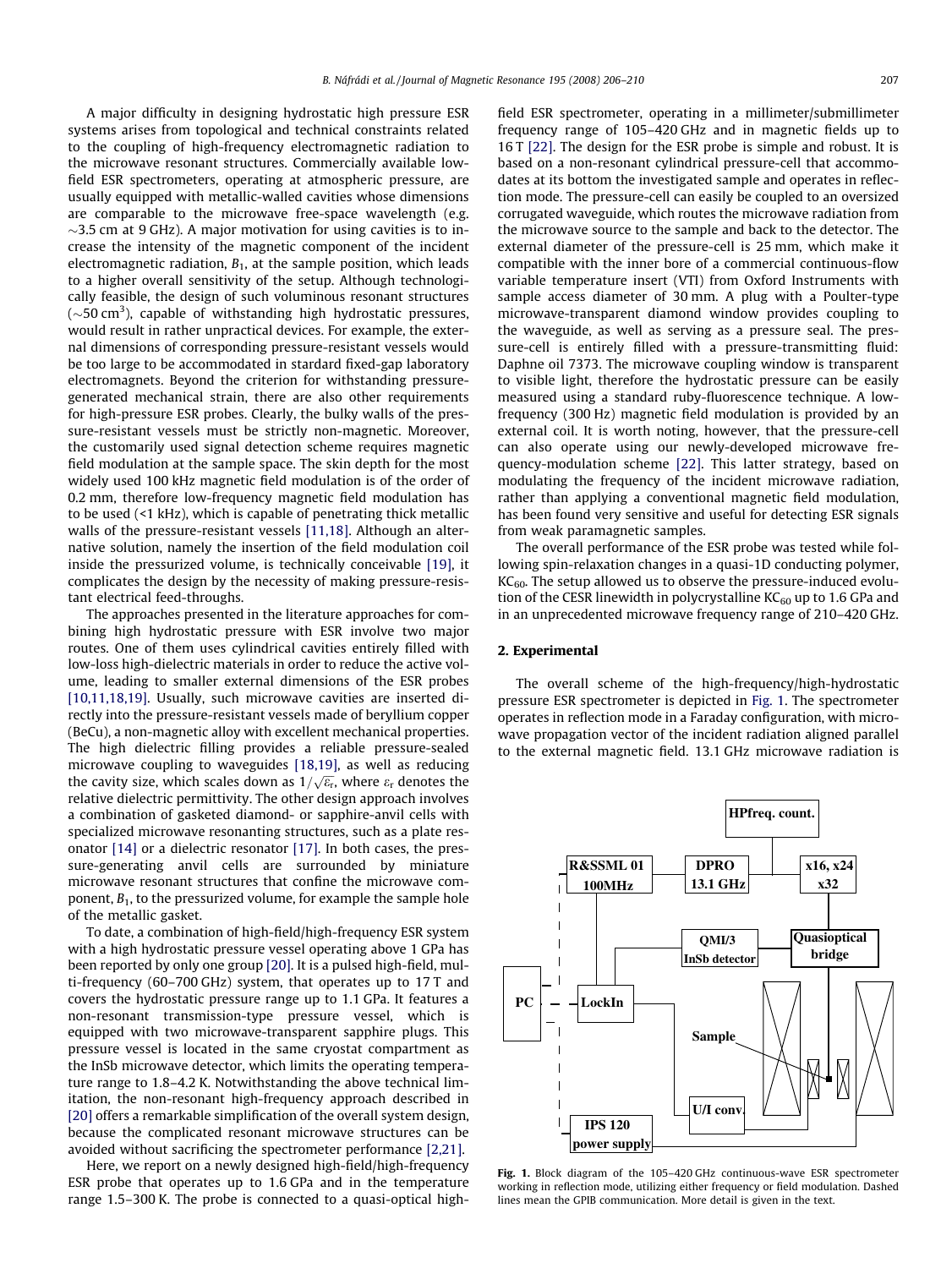A major difficulty in designing hydrostatic high pressure ESR systems arises from topological and technical constraints related to the coupling of high-frequency electromagnetic radiation to the microwave resonant structures. Commercially available low-field ESR spectrometers, operating at atmospheric pressure, are usually equipped with metallic-walled cavities whose dimensions are comparable to the microwave free-space wavelength (e.g. ~3.5 cm at 9 GHz). A major motivation for using cavities is to increase the intensity of the magnetic component of the incident electromagnetic radiation, $B_1$, at the sample position, which leads to a higher overall sensitivity of the setup. Although technologically feasible, the design of such voluminous resonant structures (~50 $cm^3$), capable of withstanding high hydrostatic pressures, would result in rather unpractical devices. For example, the external dimensions of corresponding pressure-resistant vessels would be too large to be accommodated in standard fixed-gap laboratory electromagnets. Beyond the criterion for withstanding pressure-generated mechanical strain, there are also other requirements for high-pressure ESR probes. Clearly, the bulky walls of the pressure-resistant vessels must be strictly non-magnetic. Moreover, the customarily used signal detection scheme requires magnetic field modulation at the sample space. The skin depth for the most widely used 100 kHz magnetic field modulation is of the order of 0.2 mm, therefore low-frequency magnetic field modulation has to be used (<1 kHz), which is capable of penetrating thick metallic walls of the pressure-resistant vessels [11,18]. Although an alternative solution, namely the insertion of the field modulation coil inside the pressurized volume, is technically conceivable [19], it complicates the design by the necessity of making pressure-resistant electrical feed-throughs.

The approaches presented in the literature approaches for combining high hydrostatic pressure with ESR involve two major routes. One of them uses cylindrical cavities entirely filled with low-loss high-dielectric materials in order to reduce the active volume, leading to smaller external dimensions of the ESR probes [10,11,18,19]. Usually, such microwave cavities are inserted directly into the pressure-resistant vessels made of beryllium copper (BeCu), a non-magnetic alloy with excellent mechanical properties. The high dielectric filling provides a reliable pressure-sealed microwave coupling to waveguides [18,19], as well as reducing the cavity size, which scales down as $1/\sqrt{\varepsilon_r}$, where $\varepsilon_r$ denotes the relative dielectric permittivity. The other design approach involves a combination of gasketed diamond- or sapphire-anvil cells with specialized microwave resonanting structures, such as a plate resonator [14] or a dielectric resonator [17]. In both cases, the pressure-generating anvil cells are surrounded by miniature microwave resonant structures that confine the microwave component, $B_1$, to the pressurized volume, for example the sample hole of the metallic gasket.

To date, a combination of high-field/high-frequency ESR system with a high hydrostatic pressure vessel operating above 1 GPa has been reported by only one group [20]. It is a pulsed high-field, multi-frequency (60–700 GHz) system, that operates up to 17 T and covers the hydrostatic pressure range up to 1.1 GPa. It features a non-resonant transmission-type pressure vessel, which is equipped with two microwave-transparent sapphire plugs. This pressure vessel is located in the same cryostat compartment as the InSb microwave detector, which limits the operating temperature range to 1.8–4.2 K. Notwithstanding the above technical limitation, the non-resonant high-frequency approach described in [20] offers a remarkable simplification of the overall system design, because the complicated resonant microwave structures can be avoided without sacrificing the spectrometer performance [2,21].

Here, we report on a newly designed high-field/high-frequency ESR probe that operates up to 1.6 GPa and in the temperature range 1.5–300 K. The probe is connected to a quasi-optical high-field ESR spectrometer, operating in a millimeter/submillimeter frequency range of 105–420 GHz and in magnetic fields up to 16 T [22]. The design for the ESR probe is simple and robust. It is based on a non-resonant cylindrical pressure-cell that accommodates at its bottom the investigated sample and operates in reflection mode. The pressure-cell can easily be coupled to an oversized corrugated waveguide, which routes the microwave radiation from the microwave source to the sample and back to the detector. The external diameter of the pressure-cell is 25 mm, which make it compatible with the inner bore of a commercial continuous-flow variable temperature insert (VTI) from Oxford Instruments with sample access diameter of 30 mm. A plug with a Poulter-type microwave-transparent diamond window provides coupling to the waveguide, as well as serving as a pressure seal. The pressure-cell is entirely filled with a pressure-transmitting fluid: Daphne oil 7373. The microwave coupling window is transparent to visible light, therefore the hydrostatic pressure can be easily measured using a standard ruby-fluorescence technique. A low-frequency (300 Hz) magnetic field modulation is provided by an external coil. It is worth noting, however, that the pressure-cell can also operate using our newly-developed microwave frequency-modulation scheme [22]. This latter strategy, based on modulating the frequency of the incident microwave radiation, rather than applying a conventional magnetic field modulation, has been found very sensitive and useful for detecting ESR signals from weak paramagnetic samples.

The overall performance of the ESR probe was tested while following spin-relaxation changes in a quasi-1D conducting polymer, $KC_{60}$. The setup allowed us to observe the pressure-induced evolution of the CESR linewidth in polycrystalline $KC_{60}$ up to 1.6 GPa and in an unprecedented microwave frequency range of 210–420 GHz.

## 2. Experimental

The overall scheme of the high-frequency/high-hydrostatic pressure ESR spectrometer is depicted in Fig. 1. The spectrometer operates in reflection mode in a Faraday configuration, with microwave propagation vector of the incident radiation aligned parallel to the external magnetic field. 13.1 GHz microwave radiation is

Fig. 1. Block diagram of the 105–420 GHz continuous-wave ESR spectrometer working in reflection mode, utilizing either frequency or field modulation. Dashed lines mean the GPIB communication. More detail is given in the text.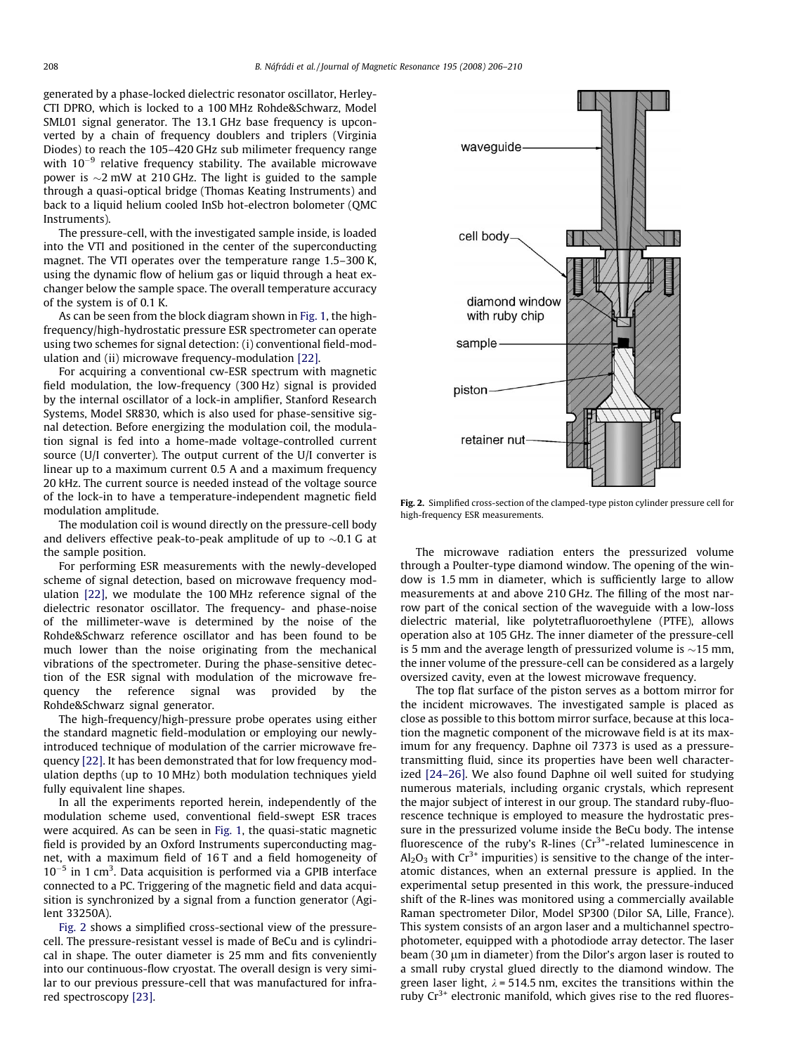generated by a phase-locked dielectric resonator oscillator, Herley-CTI DPRO, which is locked to a 100 MHz Rohde&Schwarz, Model SML01 signal generator. The 13.1 GHz base frequency is upconverted by a chain of frequency doublers and triplers (Virginia Diodes) to reach the 105–420 GHz sub milimeter frequency range with $10^{-9}$ relative frequency stability. The available microwave power is ~2 mW at 210 GHz. The light is guided to the sample through a quasi-optical bridge (Thomas Keating Instruments) and back to a liquid helium cooled InSb hot-electron bolometer (QMC Instruments).

The pressure-cell, with the investigated sample inside, is loaded into the VTI and positioned in the center of the superconducting magnet. The VTI operates over the temperature range 1.5–300 K, using the dynamic flow of helium gas or liquid through a heat exchanger below the sample space. The overall temperature accuracy of the system is of 0.1 K.

As can be seen from the block diagram shown in Fig. 1, the high-frequency/high-hydrostatic pressure ESR spectrometer can operate using two schemes for signal detection: (i) conventional field-modulation and (ii) microwave frequency-modulation [22].

For acquiring a conventional cw-ESR spectrum with magnetic field modulation, the low-frequency (300 Hz) signal is provided by the internal oscillator of a lock-in amplifier, Stanford Research Systems, Model SR830, which is also used for phase-sensitive signal detection. Before energizing the modulation coil, the modulation signal is fed into a home-made voltage-controlled current source (U/I converter). The output current of the U/I converter is linear up to a maximum current 0.5 A and a maximum frequency 20 kHz. The current source is needed instead of the voltage source of the lock-in to have a temperature-independent magnetic field modulation amplitude.

The modulation coil is wound directly on the pressure-cell body and delivers effective peak-to-peak amplitude of up to ~0.1 G at the sample position.

For performing ESR measurements with the newly-developed scheme of signal detection, based on microwave frequency modulation [22], we modulate the 100 MHz reference signal of the dielectric resonator oscillator. The frequency- and phase-noise of the millimeter-wave is determined by the noise of the Rohde&Schwarz reference oscillator and has been found to be much lower than the noise originating from the mechanical vibrations of the spectrometer. During the phase-sensitive detection of the ESR signal with modulation of the microwave frequency the reference signal was provided by the Rohde&Schwarz signal generator.

The high-frequency/high-pressure probe operates using either the standard magnetic field-modulation or employing our newly-introduced technique of modulation of the carrier microwave frequency [22]. It has been demonstrated that for low frequency modulation depths (up to 10 MHz) both modulation techniques yield fully equivalent line shapes.

In all the experiments reported herein, independently of the modulation scheme used, conventional field-swept ESR traces were acquired. As can be seen in Fig. 1, the quasi-static magnetic field is provided by an Oxford Instruments superconducting magnet, with a maximum field of 16 T and a field homogeneity of $10^{-5}$ in 1 $cm^3$. Data acquisition is performed via a GPIB interface connected to a PC. Triggering of the magnetic field and data acquisition is synchronized by a signal from a function generator (Agilent 33250A).

Fig. 2 shows a simplified cross-sectional view of the pressure-cell. The pressure-resistant vessel is made of BeCu and is cylindrical in shape. The outer diameter is 25 mm and fits conveniently into our continuous-flow cryostat. The overall design is very similar to our previous pressure-cell that was manufactured for infrared spectroscopy [23].

**Fig. 2.** Simplified cross-section of the clamped-type piston cylinder pressure cell for high-frequency ESR measurements.

The microwave radiation enters the pressurized volume through a Poulter-type diamond window. The opening of the window is 1.5 mm in diameter, which is sufficiently large to allow measurements at and above 210 GHz. The filling of the most narrow part of the conical section of the waveguide with a low-loss dielectric material, like polytetrafluoroethylene (PTFE), allows operation also at 105 GHz. The inner diameter of the pressure-cell is 5 mm and the average length of pressurized volume is ~15 mm, the inner volume of the pressure-cell can be considered as a largely oversized cavity, even at the lowest microwave frequency.

The top flat surface of the piston serves as a bottom mirror for the incident microwaves. The investigated sample is placed as close as possible to this bottom mirror surface, because at this location the magnetic component of the microwave field is at its maximum for any frequency. Daphne oil 7373 is used as a pressure-transmitting fluid, since its properties have been well characterized [24–26]. We also found Daphne oil well suited for studying numerous materials, including organic crystals, which represent the major subject of interest in our group. The standard ruby-fluorescence technique is employed to measure the hydrostatic pressure in the pressurized volume inside the BeCu body. The intense fluorescence of the ruby's R-lines ($Cr^{3+}$-related luminescence in $Al_2O_3$ with $Cr^{3+}$ impurities) is sensitive to the change of the interatomic distances, when an external pressure is applied. In the experimental setup presented in this work, the pressure-induced shift of the R-lines was monitored using a commercially available Raman spectrometer Dilor, Model SP300 (Dilor SA, Lille, France). This system consists of an argon laser and a multichannel spectrophotometer, equipped with a photodiode array detector. The laser beam (30 μm in diameter) from the Dilor's argon laser is routed to a small ruby crystal glued directly to the diamond window. The green laser light, $\lambda$ = 514.5 nm, excites the transitions within the ruby $Cr^{3+}$ electronic manifold, which gives rise to the red fluores-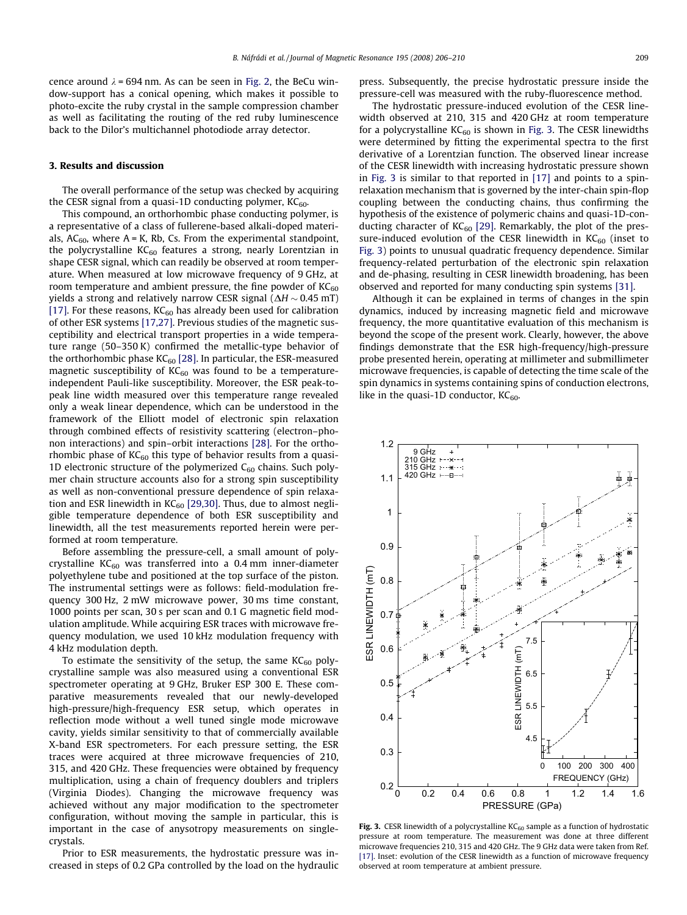cence around $\lambda = 694$ nm. As can be seen in Fig. 2, the BeCu window-support has a conical opening, which makes it possible to photo-excite the ruby crystal in the sample compression chamber as well as facilitating the routing of the red ruby luminescence back to the Dilor's multichannel photodiode array detector.

### 3. Results and discussion

The overall performance of the setup was checked by acquiring the CESR signal from a quasi-1D conducting polymer, $KC_{60}$.

This compound, an orthorhombic phase conducting polymer, is a representative of a class of fullerene-based alkali-doped materials, $AC_{60}$, where A = K, Rb, Cs. From the experimental standpoint, the polycrystalline $KC_{60}$ features a strong, nearly Lorentzian in shape CESR signal, which can readily be observed at room temperature. When measured at low microwave frequency of 9 GHz, at room temperature and ambient pressure, the fine powder of $KC_{60}$ yields a strong and relatively narrow CESR signal ($\Delta H \sim 0.45$ mT) [17]. For these reasons, $KC_{60}$ has already been used for calibration of other ESR systems [17,27]. Previous studies of the magnetic susceptibility and electrical transport properties in a wide temperature range (50–350 K) confirmed the metallic-type behavior of the orthorhombic phase $KC_{60}$ [28]. In particular, the ESR-measured magnetic susceptibility of $KC_{60}$ was found to be a temperature-independent Pauli-like susceptibility. Moreover, the ESR peak-to-peak line width measured over this temperature range revealed only a weak linear dependence, which can be understood in the framework of the Elliott model of electronic spin relaxation through combined effects of resistivity scattering (electron–phonon interactions) and spin–orbit interactions [28]. For the orthorhombic phase of $KC_{60}$ this type of behavior results from a quasi-1D electronic structure of the polymerized $C_{60}$ chains. Such polymer chain structure accounts also for a strong spin susceptibility as well as non-conventional pressure dependence of spin relaxation and ESR linewidth in $KC_{60}$ [29,30]. Thus, due to almost negligible temperature dependence of both ESR susceptibility and linewidth, all the test measurements reported herein were performed at room temperature.

Before assembling the pressure-cell, a small amount of polycrystalline $KC_{60}$ was transferred into a 0.4 mm inner-diameter polyethylene tube and positioned at the top surface of the piston. The instrumental settings were as follows: field-modulation frequency 300 Hz, 2 mW microwave power, 30 ms time constant, 1000 points per scan, 30 s per scan and 0.1 G magnetic field modulation amplitude. While acquiring ESR traces with microwave frequency modulation, we used 10 kHz modulation frequency with 4 kHz modulation depth.

To estimate the sensitivity of the setup, the same $KC_{60}$ polycrystalline sample was also measured using a conventional ESR spectrometer operating at 9 GHz, Bruker ESP 300 E. These comparative measurements revealed that our newly-developed high-pressure/high-frequency ESR setup, which operates in reflection mode without a well tuned single mode microwave cavity, yields similar sensitivity to that of commercially available X-band ESR spectrometers. For each pressure setting, the ESR traces were acquired at three microwave frequencies of 210, 315, and 420 GHz. These frequencies were obtained by frequency multiplication, using a chain of frequency doublers and triplers (Virginia Diodes). Changing the microwave frequency was achieved without any major modification to the spectrometer configuration, without moving the sample in particular, this is important in the case of anysotropy measurements on single-crystals.

Prior to ESR measurements, the hydrostatic pressure was increased in steps of 0.2 GPa controlled by the load on the hydraulic press. Subsequently, the precise hydrostatic pressure inside the pressure-cell was measured with the ruby-fluorescence method.

The hydrostatic pressure-induced evolution of the CESR linewidth observed at 210, 315 and 420 GHz at room temperature for a polycrystalline $KC_{60}$ is shown in Fig. 3. The CESR linewidths were determined by fitting the experimental spectra to the first derivative of a Lorentzian function. The observed linear increase of the CESR linewidth with increasing hydrostatic pressure shown in Fig. 3 is similar to that reported in [17] and points to a spin-relaxation mechanism that is governed by the inter-chain spin-flop coupling between the conducting chains, thus confirming the hypothesis of the existence of polymeric chains and quasi-1D-conducting character of $KC_{60}$ [29]. Remarkably, the plot of the pressure-induced evolution of the CESR linewidth in $KC_{60}$ (inset to Fig. 3) points to unusual quadratic frequency dependence. Similar frequency-related perturbation of the electronic spin relaxation and de-phasing, resulting in CESR linewidth broadening, has been observed and reported for many conducting spin systems [31].

Although it can be explained in terms of changes in the spin dynamics, induced by increasing magnetic field and microwave frequency, the more quantitative evaluation of this mechanism is beyond the scope of the present work. Clearly, however, the above findings demonstrate that the ESR high-frequency/high-pressure probe presented herein, operating at millimeter and submillimeter microwave frequencies, is capable of detecting the time scale of the spin dynamics in systems containing spins of conduction electrons, like in the quasi-1D conductor, $KC_{60}$.

**Fig. 3.** CESR linewidth of a polycrystalline $KC_{60}$ sample as a function of hydrostatic pressure at room temperature. The measurement was done at three different microwave frequencies 210, 315 and 420 GHz. The 9 GHz data were taken from Ref. [17]. Inset: evolution of the CESR linewidth as a function of microwave frequency observed at room temperature at ambient pressure.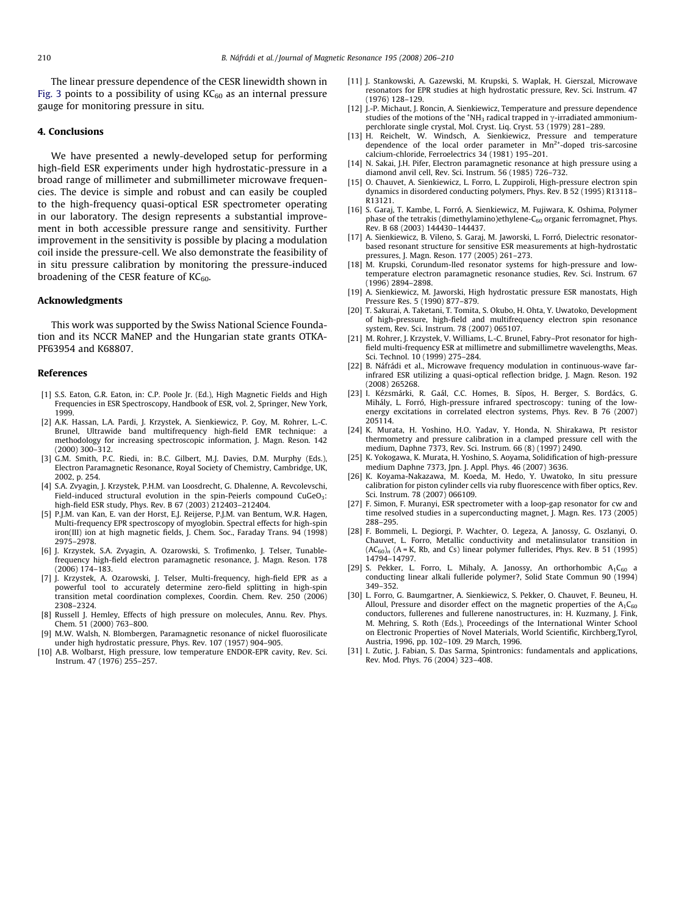The linear pressure dependence of the CESR linewidth shown in Fig. 3 points to a possibility of using $KC_{60}$ as an internal pressure gauge for monitoring pressure in situ.

## 4. Conclusions

We have presented a newly-developed setup for performing high-field ESR experiments under high hydrostatic-pressure in a broad range of millimeter and submillimeter microwave frequencies. The device is simple and robust and can easily be coupled to the high-frequency quasi-optical ESR spectrometer operating in our laboratory. The design represents a substantial improvement in both accessible pressure range and sensitivity. Further improvement in the sensitivity is possible by placing a modulation coil inside the pressure-cell. We also demonstrate the feasibility of in situ pressure calibration by monitoring the pressure-induced broadening of the CESR feature of $KC_{60}$.

## Acknowledgments

This work was supported by the Swiss National Science Foundation and its NCCR MaNEP and the Hungarian state grants OTKA-PF63954 and K68807.

## References

[1] S.S. Eaton, G.R. Eaton, in: C.P. Poole Jr. (Ed.), High Magnetic Fields and High Frequencies in ESR Spectroscopy, Handbook of ESR, vol. 2, Springer, New York, 1999.

[2] A.K. Hassan, L.A. Pardi, J. Krzystek, A. Sienkiewicz, P. Goy, M. Rohrer, L.-C. Brunel, Ultrawide band multifrequency high-field EMR technique: a methodology for increasing spectroscopic information, J. Magn. Reson. 142 (2000) 300–312.

[3] G.M. Smith, P.C. Riedi, in: B.C. Gilbert, M.J. Davies, D.M. Murphy (Eds.), Electron Paramagnetic Resonance, Royal Society of Chemistry, Cambridge, UK, 2002, p. 254.

[4] S.A. Zvyagin, J. Krzystek, P.H.M. van Loosdrecht, G. Dhalenne, A. Revcolevschi, Field-induced structural evolution in the spin-Peierls compound $CuGeO_3$: high-field ESR study, Phys. Rev. B 67 (2003) 212403–212404.

[5] P.J.M. van Kan, E. van der Horst, E.J. Reijerse, P.J.M. van Bentum, W.R. Hagen, Multi-frequency EPR spectroscopy of myoglobin. Spectral effects for high-spin iron(III) ion at high magnetic fields, J. Chem. Soc., Faraday Trans. 94 (1998) 2975–2978.

[6] J. Krzystek, S.A. Zvyagin, A. Ozarowski, S. Trofimenko, J. Telser, Tunable-frequency high-field electron paramagnetic resonance, J. Magn. Reson. 178 (2006) 174–183.

[7] J. Krzystek, A. Ozarowski, J. Telser, Multi-frequency, high-field EPR as a powerful tool to accurately determine zero-field splitting in high-spin transition metal coordination complexes, Coordin. Chem. Rev. 250 (2006) 2308–2324.

[8] Russell J. Hemley, Effects of high pressure on molecules, Annu. Rev. Phys. Chem. 51 (2000) 763–800.

[9] M.W. Walsh, N. Blombergen, Paramagnetic resonance of nickel fluorosilicate under high hydrostatic pressure, Phys. Rev. 107 (1957) 904–905.

[10] A.B. Wolbarst, High pressure, low temperature ENDOR-EPR cavity, Rev. Sci. Instrum. 47 (1976) 255–257.

[11] J. Stankowski, A. Gazewski, M. Krupski, S. Waplak, H. Gierszal, Microwave resonators for EPR studies at high hydrostatic pressure, Rev. Sci. Instrum. 47 (1976) 128–129.

[12] J.-P. Michaut, J. Roncin, A. Sienkiewicz, Temperature and pressure dependence studies of the motions of the $^{+}NH_3$ radical trapped in γ-irradiated ammonium-perchlorate single crystal, Mol. Cryst. Liq. Cryst. 53 (1979) 281–289.

[13] H. Reichelt, W. Windsch, A. Sienkiewicz, Pressure and temperature dependence of the local order parameter in $Mn^{2+}$-doped tris-sarcosine calcium-chloride, Ferroelectrics 34 (1981) 195–201.

[14] N. Sakai, J.H. Pifer, Electron paramagnetic resonance at high pressure using a diamond anvil cell, Rev. Sci. Instrum. 56 (1985) 726–732.

[15] O. Chauvet, A. Sienkiewicz, L. Forro, L. Zuppiroli, High-pressure electron spin dynamics in disordered conducting polymers, Phys. Rev. B 52 (1995) R13118–R13121.

[16] S. Garaj, T. Kambe, L. Forró, A. Sienkiewicz, M. Fujiwara, K. Oshima, Polymer phase of the tetrakis (dimethylamino)ethylene-$C_{60}$ organic ferromagnet, Phys. Rev. B 68 (2003) 144430–144437.

[17] A. Sienkiewicz, B. Vileno, S. Garaj, M. Jaworski, L. Forró, Dielectric resonator-based resonant structure for sensitive ESR measurements at high-hydrostatic pressures, J. Magn. Reson. 177 (2005) 261–273.

[18] M. Krupski, Corundum-lled resonator systems for high-pressure and low-temperature electron paramagnetic resonance studies, Rev. Sci. Instrum. 67 (1996) 2894–2898.

[19] A. Sienkiewicz, M. Jaworski, High hydrostatic pressure ESR manostats, High Pressure Res. 5 (1990) 877–879.

[20] T. Sakurai, A. Taketani, T. Tomita, S. Okubo, H. Ohta, Y. Uwatoko, Development of high-pressure, high-field and multifrequency electron spin resonance system, Rev. Sci. Instrum. 78 (2007) 065107.

[21] M. Rohrer, J. Krzystek, V. Williams, L.-C. Brunel, Fabry–Prot resonator for high-field multi-frequency ESR at millimetre and submillimetre wavelengths, Meas. Sci. Technol. 10 (1999) 275–284.

[22] B. Náfrádi et al., Microwave frequency modulation in continuous-wave far-infrared ESR utilizing a quasi-optical reflection bridge, J. Magn. Reson. 192 (2008) 265268.

[23] I. Kézsmárki, R. Gaál, C.C. Homes, B. Sípos, H. Berger, S. Bordács, G. Mihály, L. Forró, High-pressure infrared spectroscopy: tuning of the low-energy excitations in correlated electron systems, Phys. Rev. B 76 (2007) 205114.

[24] K. Murata, H. Yoshino, H.O. Yadav, Y. Honda, N. Shirakawa, Pt resistor thermometry and pressure calibration in a clamped pressure cell with the medium, Daphne 7373, Rev. Sci. Instrum. 66 (8) (1997) 2490.

[25] K. Yokogawa, K. Murata, H. Yoshino, S. Aoyama, Solidification of high-pressure medium Daphne 7373, Jpn. J. Appl. Phys. 46 (2007) 3636.

[26] K. Koyama-Nakazawa, M. Koeda, M. Hedo, Y. Uwatoko, In situ pressure calibration for piston cylinder cells via ruby fluorescence with fiber optics, Rev. Sci. Instrum. 78 (2007) 066109.

[27] F. Simon, F. Muranyi, ESR spectrometer with a loop-gap resonator for cw and time resolved studies in a superconducting magnet, J. Magn. Res. 173 (2005) 288–295.

[28] F. Bommeli, L. Degiorgi, P. Wachter, O. Legeza, A. Janossy, G. Oszlanyi, O. Chauvet, L. Forro, Metallic conductivity and metalinsulator transition in $(AC_{60})_n$ (A = K, Rb, and Cs) linear polymer fullerides, Phys. Rev. B 51 (1995) 14794–14797.

[29] S. Pekker, L. Forro, L. Mihaly, A. Janossy, An orthorhombic $A_1C_{60}$ a conducting linear alkali fulleride polymer?, Solid State Commun 90 (1994) 349–352.

[30] L. Forro, G. Baumgartner, A. Sienkiewicz, S. Pekker, O. Chauvet, F. Beuneu, H. Alloul, Pressure and disorder effect on the magnetic properties of the $A_1C_{60}$ conductors, fullerenes and fullerene nanostructures, in: H. Kuzmany, J. Fink, M. Mehring, S. Roth (Eds.), Proceedings of the International Winter School on Electronic Properties of Novel Materials, World Scientific, Kirchberg,Tyrol, Austria, 1996, pp. 102–109. 29 March, 1996.

[31] I. Zutic, J. Fabian, S. Das Sarma, Spintronics: fundamentals and applications, Rev. Mod. Phys. 76 (2004) 323–408.